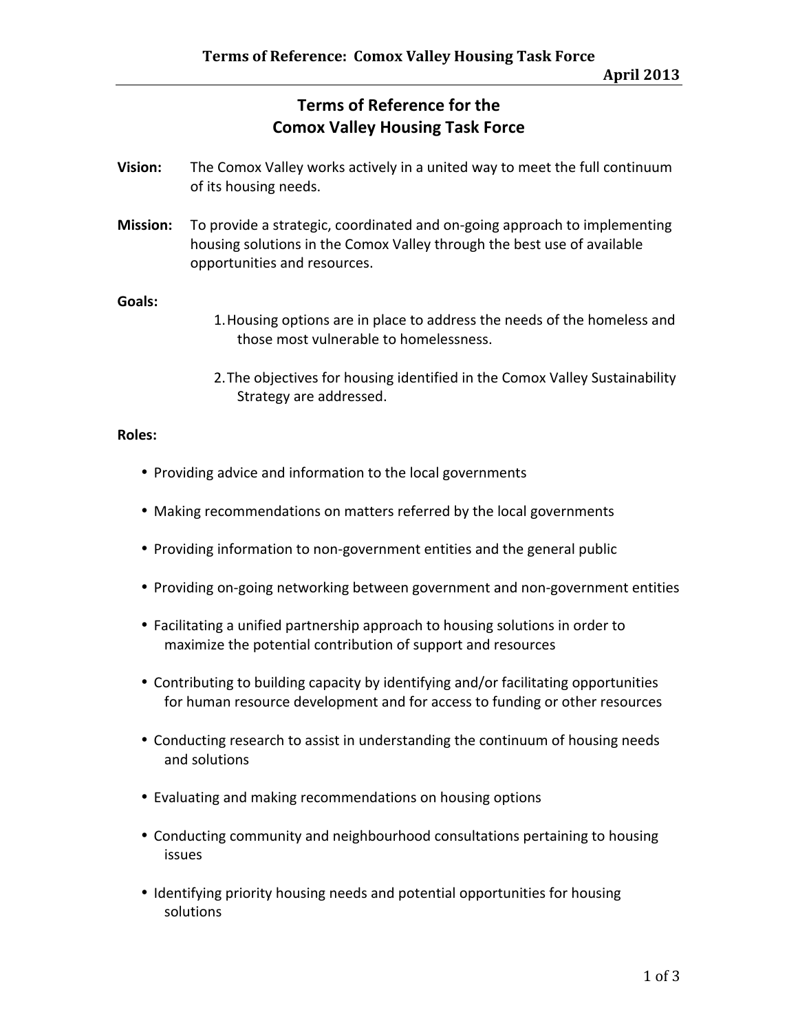# Terms of Reference for the Comox Valley Housing Task Force

**Vision:** The Comox Valley works actively in a united way to meet the full continuum of its housing needs.

**Mission:** To provide a strategic, coordinated and on-going approach to implementing housing solutions in the Comox Valley through the best use of available opportunities and resources.

**Goals:**

1. Housing options are in place to address the needs of the homeless and those most vulnerable to homelessness.

2. The objectives for housing identified in the Comox Valley Sustainability Strategy are addressed.

**Roles:**

- Providing advice and information to the local governments
- Making recommendations on matters referred by the local governments
- Providing information to non-government entities and the general public
- Providing on-going networking between government and non-government entities
- Facilitating a unified partnership approach to housing solutions in order to maximize the potential contribution of support and resources
- Contributing to building capacity by identifying and/or facilitating opportunities for human resource development and for access to funding or other resources
- Conducting research to assist in understanding the continuum of housing needs and solutions
- Evaluating and making recommendations on housing options
- Conducting community and neighbourhood consultations pertaining to housing issues
- Identifying priority housing needs and potential opportunities for housing solutions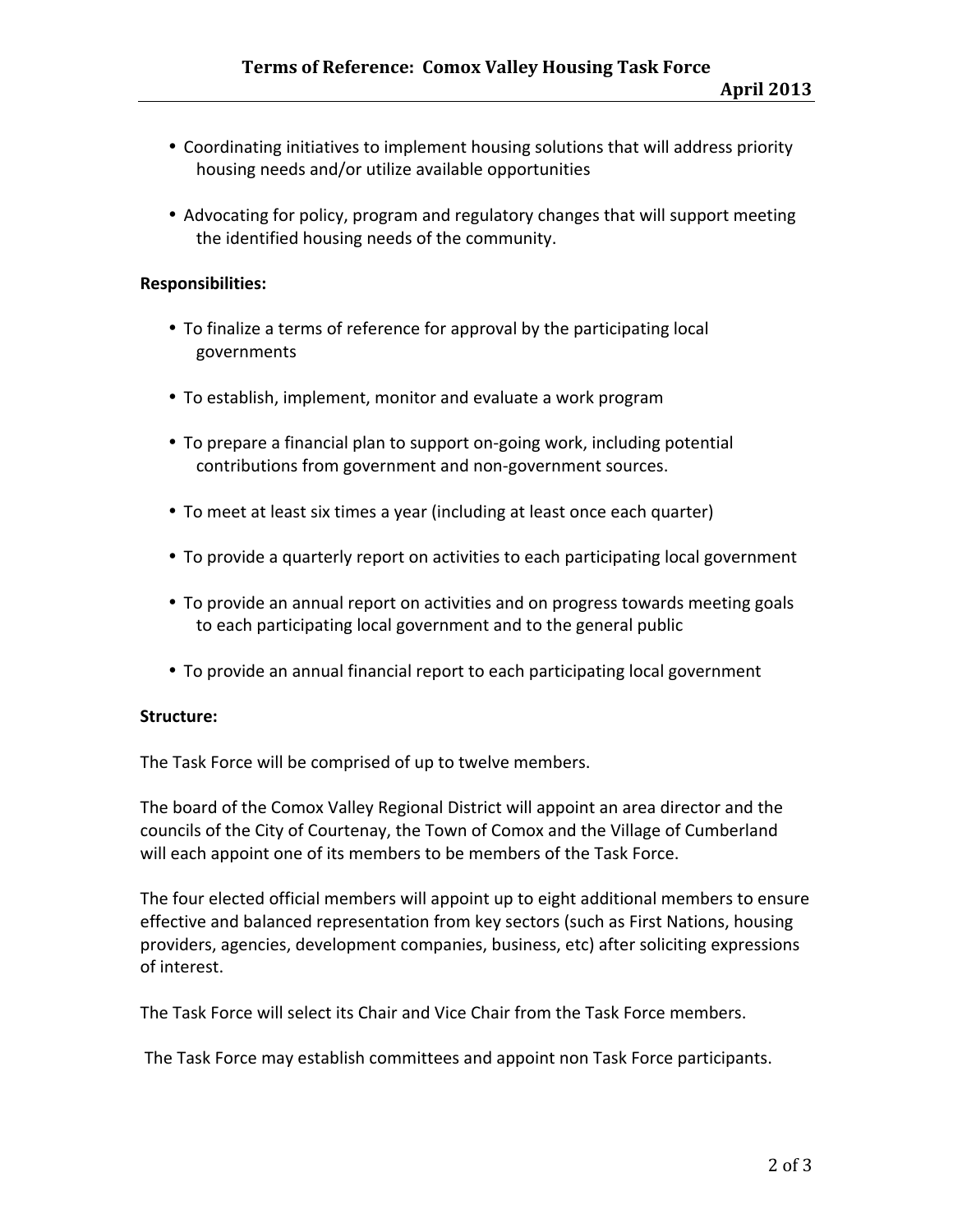- Coordinating initiatives to implement housing solutions that will address priority housing needs and/or utilize available opportunities

- Advocating for policy, program and regulatory changes that will support meeting the identified housing needs of the community.

**Responsibilities:**

- To finalize a terms of reference for approval by the participating local governments

- To establish, implement, monitor and evaluate a work program

- To prepare a financial plan to support on-going work, including potential contributions from government and non-government sources.

- To meet at least six times a year (including at least once each quarter)

- To provide a quarterly report on activities to each participating local government

- To provide an annual report on activities and on progress towards meeting goals to each participating local government and to the general public

- To provide an annual financial report to each participating local government

**Structure:**

The Task Force will be comprised of up to twelve members.

The board of the Comox Valley Regional District will appoint an area director and the councils of the City of Courtenay, the Town of Comox and the Village of Cumberland will each appoint one of its members to be members of the Task Force.

The four elected official members will appoint up to eight additional members to ensure effective and balanced representation from key sectors (such as First Nations, housing providers, agencies, development companies, business, etc) after soliciting expressions of interest.

The Task Force will select its Chair and Vice Chair from the Task Force members.

The Task Force may establish committees and appoint non Task Force participants.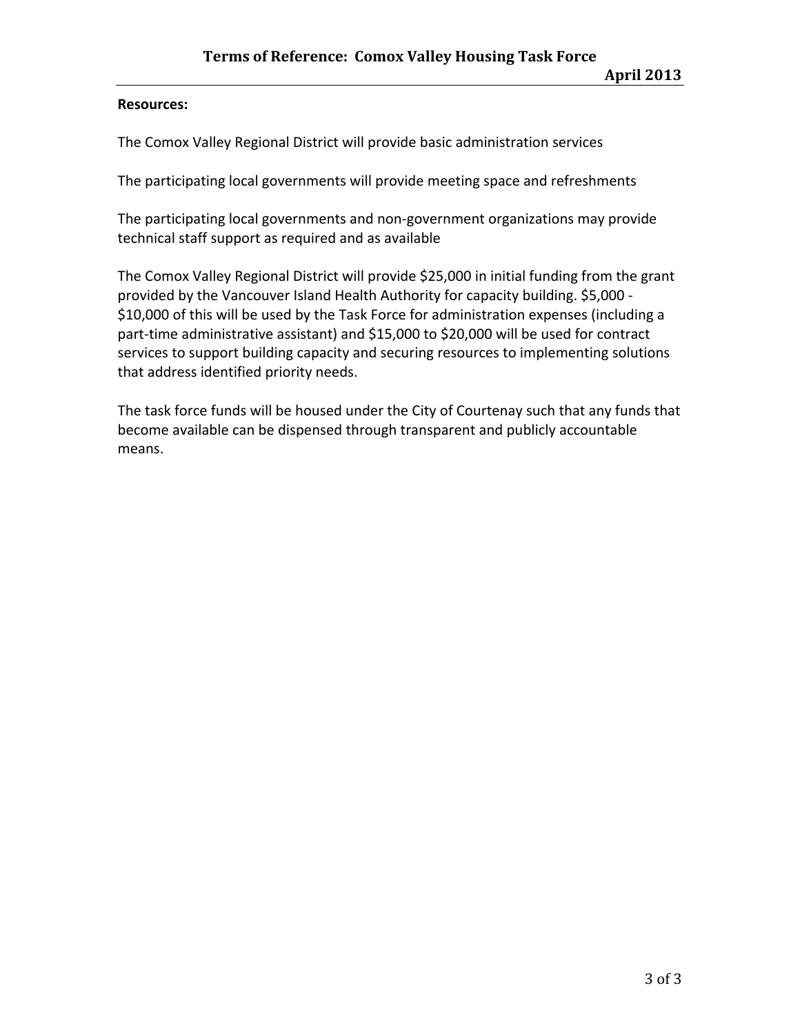**Resources:**

The Comox Valley Regional District will provide basic administration services

The participating local governments will provide meeting space and refreshments

The participating local governments and non-government organizations may provide technical staff support as required and as available

The Comox Valley Regional District will provide $25,000 in initial funding from the grant provided by the Vancouver Island Health Authority for capacity building. $5,000 - $10,000 of this will be used by the Task Force for administration expenses (including a part-time administrative assistant) and $15,000 to $20,000 will be used for contract services to support building capacity and securing resources to implementing solutions that address identified priority needs.

The task force funds will be housed under the City of Courtenay such that any funds that become available can be dispensed through transparent and publicly accountable means.